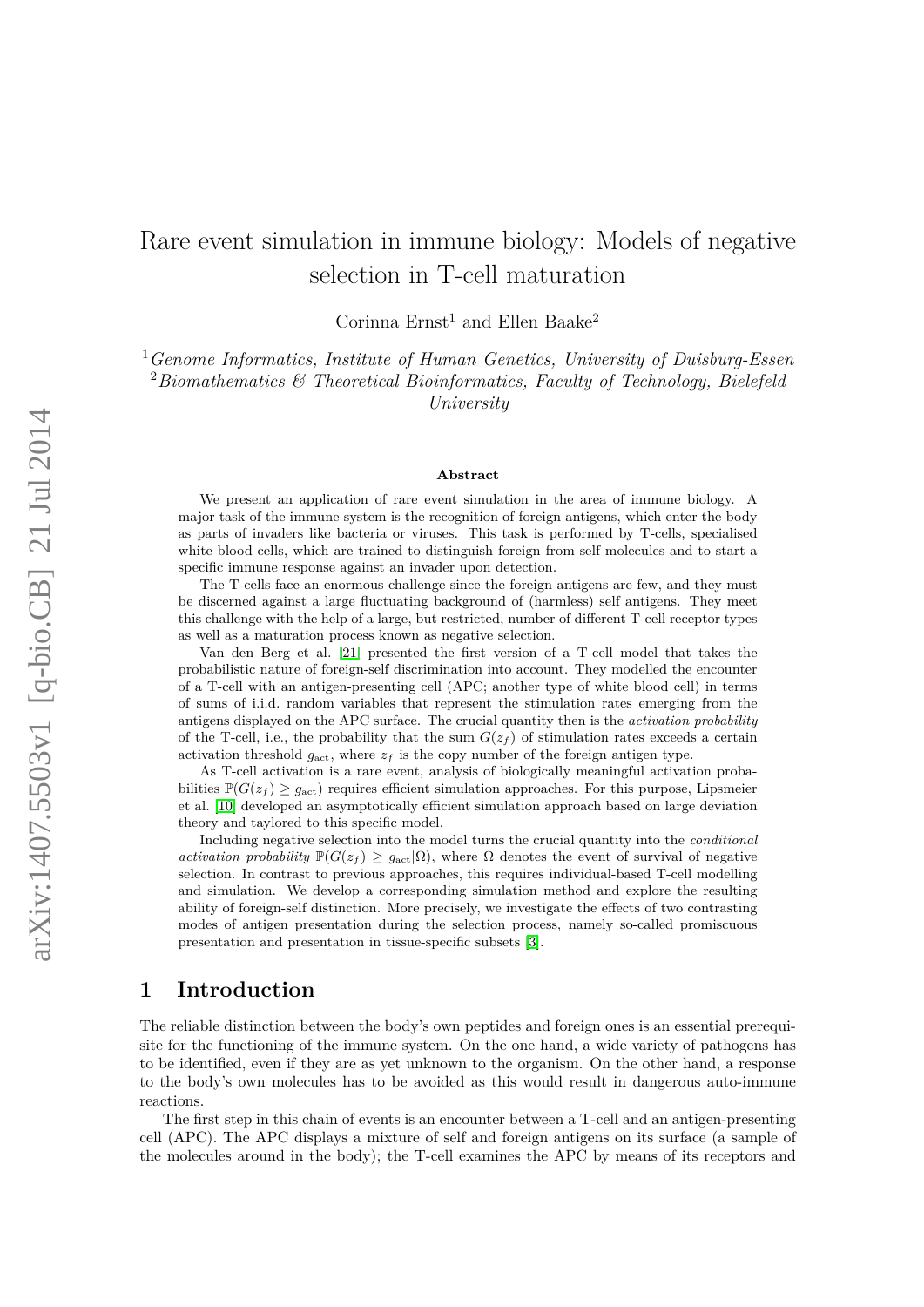# Rare event simulation in immune biology: Models of negative selection in T-cell maturation

Corinna Ernst[1] and Ellen Baake[2]

[1] *Genome Informatics, Institute of Human Genetics, University of Duisburg-Essen*
[2] *Biomathematics & Theoretical Bioinformatics, Faculty of Technology, Bielefeld University*

**Abstract**

We present an application of rare event simulation in the area of immune biology. A major task of the immune system is the recognition of foreign antigens, which enter the body as parts of invaders like bacteria or viruses. This task is performed by T-cells, specialised white blood cells, which are trained to distinguish foreign from self molecules and to start a specific immune response against an invader upon detection.

The T-cells face an enormous challenge since the foreign antigens are few, and they must be discerned against a large fluctuating background of (harmless) self antigens. They meet this challenge with the help of a large, but restricted, number of different T-cell receptor types as well as a maturation process known as negative selection.

Van den Berg et al. [21] presented the first version of a T-cell model that takes the probabilistic nature of foreign-self discrimination into account. They modelled the encounter of a T-cell with an antigen-presenting cell (APC; another type of white blood cell) in terms of sums of i.i.d. random variables that represent the stimulation rates emerging from the antigens displayed on the APC surface. The crucial quantity then is the *activation probability* of the T-cell, i.e., the probability that the sum $G(z_f)$ of stimulation rates exceeds a certain activation threshold $g_{\text{act}}$, where $z_f$ is the copy number of the foreign antigen type.

As T-cell activation is a rare event, analysis of biologically meaningful activation probabilities $\mathbb{P}(G(z_f) \geq g_{\text{act}})$ requires efficient simulation approaches. For this purpose, Lipsmeier et al. [10] developed an asymptotically efficient simulation approach based on large deviation theory and taylored to this specific model.

Including negative selection into the model turns the crucial quantity into the *conditional activation probability* $\mathbb{P}(G(z_f) \geq g_{\text{act}}|\Omega)$, where $\Omega$ denotes the event of survival of negative selection. In contrast to previous approaches, this requires individual-based T-cell modelling and simulation. We develop a corresponding simulation method and explore the resulting ability of foreign-self distinction. More precisely, we investigate the effects of two contrasting modes of antigen presentation during the selection process, namely so-called promiscuous presentation and presentation in tissue-specific subsets [3].

## 1 Introduction

The reliable distinction between the body's own peptides and foreign ones is an essential prerequisite for the functioning of the immune system. On the one hand, a wide variety of pathogens has to be identified, even if they are as yet unknown to the organism. On the other hand, a response to the body's own molecules has to be avoided as this would result in dangerous auto-immune reactions.

The first step in this chain of events is an encounter between a T-cell and an antigen-presenting cell (APC). The APC displays a mixture of self and foreign antigens on its surface (a sample of the molecules around in the body); the T-cell examines the APC by means of its receptors and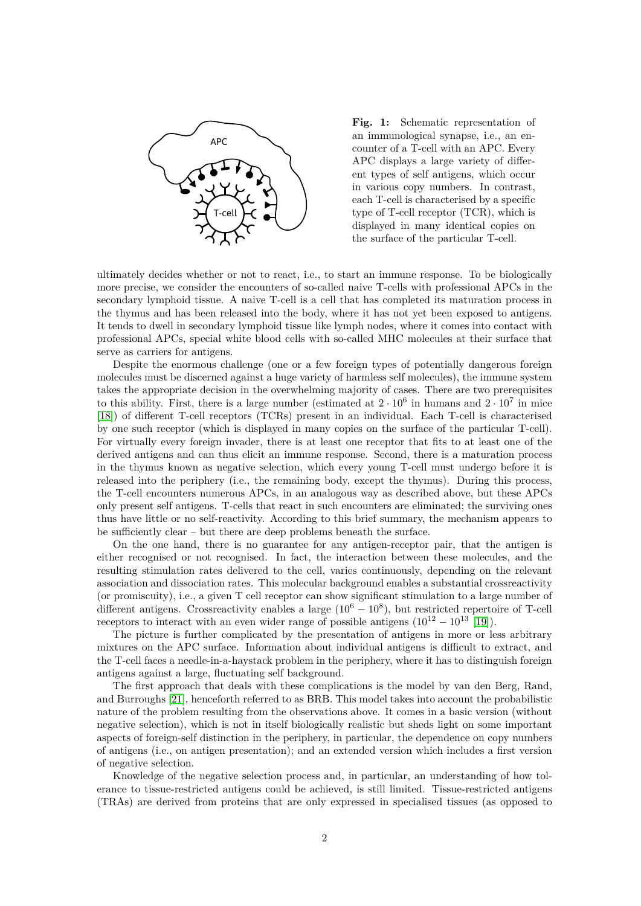**Fig. 1:** Schematic representation of an immunological synapse, i.e., an encounter of a T-cell with an APC. Every APC displays a large variety of different types of self antigens, which occur in various copy numbers. In contrast, each T-cell is characterised by a specific type of T-cell receptor (TCR), which is displayed in many identical copies on the surface of the particular T-cell.

ultimately decides whether or not to react, i.e., to start an immune response. To be biologically more precise, we consider the encounters of so-called naive T-cells with professional APCs in the secondary lymphoid tissue. A naive T-cell is a cell that has completed its maturation process in the thymus and has been released into the body, where it has not yet been exposed to antigens. It tends to dwell in secondary lymphoid tissue like lymph nodes, where it comes into contact with professional APCs, special white blood cells with so-called MHC molecules at their surface that serve as carriers for antigens.

Despite the enormous challenge (one or a few foreign types of potentially dangerous foreign molecules must be discerned against a huge variety of harmless self molecules), the immune system takes the appropriate decision in the overwhelming majority of cases. There are two prerequisites to this ability. First, there is a large number (estimated at $2 \cdot 10^6$ in humans and $2 \cdot 10^7$ in mice [18]) of different T-cell receptors (TCRs) present in an individual. Each T-cell is characterised by one such receptor (which is displayed in many copies on the surface of the particular T-cell). For virtually every foreign invader, there is at least one receptor that fits to at least one of the derived antigens and can thus elicit an immune response. Second, there is a maturation process in the thymus known as negative selection, which every young T-cell must undergo before it is released into the periphery (i.e., the remaining body, except the thymus). During this process, the T-cell encounters numerous APCs, in an analogous way as described above, but these APCs only present self antigens. T-cells that react in such encounters are eliminated; the surviving ones thus have little or no self-reactivity. According to this brief summary, the mechanism appears to be sufficiently clear – but there are deep problems beneath the surface.

On the one hand, there is no guarantee for any antigen-receptor pair, that the antigen is either recognised or not recognised. In fact, the interaction between these molecules, and the resulting stimulation rates delivered to the cell, varies continuously, depending on the relevant association and dissociation rates. This molecular background enables a substantial crossreactivity (or promiscuity), i.e., a given T cell receptor can show significant stimulation to a large number of different antigens. Crossreactivity enables a large ($10^6 - 10^8$), but restricted repertoire of T-cell receptors to interact with an even wider range of possible antigens ($10^{12} - 10^{13}$ [19]).

The picture is further complicated by the presentation of antigens in more or less arbitrary mixtures on the APC surface. Information about individual antigens is difficult to extract, and the T-cell faces a needle-in-a-haystack problem in the periphery, where it has to distinguish foreign antigens against a large, fluctuating self background.

The first approach that deals with these complications is the model by van den Berg, Rand, and Burroughs [21], henceforth referred to as BRB. This model takes into account the probabilistic nature of the problem resulting from the observations above. It comes in a basic version (without negative selection), which is not in itself biologically realistic but sheds light on some important aspects of foreign-self distinction in the periphery, in particular, the dependence on copy numbers of antigens (i.e., on antigen presentation); and an extended version which includes a first version of negative selection.

Knowledge of the negative selection process and, in particular, an understanding of how tolerance to tissue-restricted antigens could be achieved, is still limited. Tissue-restricted antigens (TRAs) are derived from proteins that are only expressed in specialised tissues (as opposed to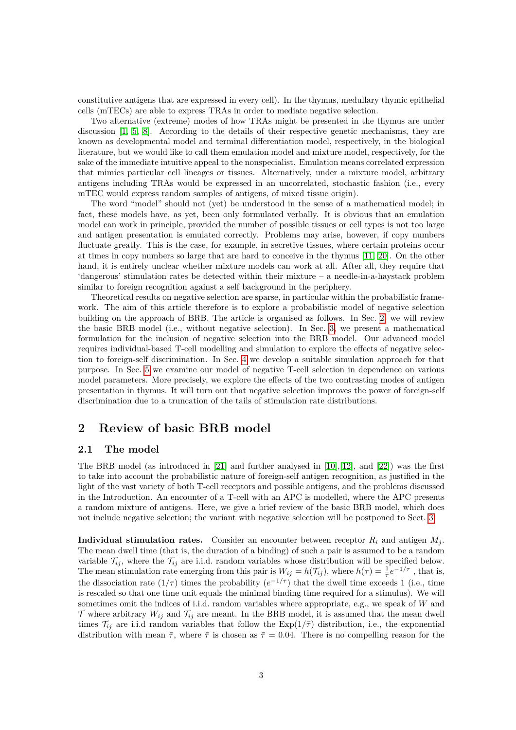constitutive antigens that are expressed in every cell). In the thymus, medullary thymic epithelial cells (mTECs) are able to express TRAs in order to mediate negative selection.

Two alternative (extreme) modes of how TRAs might be presented in the thymus are under discussion [1, 5, 8]. According to the details of their respective genetic mechanisms, they are known as developmental model and terminal differentiation model, respectively, in the biological literature, but we would like to call them emulation model and mixture model, respectively, for the sake of the immediate intuitive appeal to the nonspecialist. Emulation means correlated expression that mimics particular cell lineages or tissues. Alternatively, under a mixture model, arbitrary antigens including TRAs would be expressed in an uncorrelated, stochastic fashion (i.e., every mTEC would express random samples of antigens, of mixed tissue origin).

The word "model" should not (yet) be understood in the sense of a mathematical model; in fact, these models have, as yet, been only formulated verbally. It is obvious that an emulation model can work in principle, provided the number of possible tissues or cell types is not too large and antigen presentation is emulated correctly. Problems may arise, however, if copy numbers fluctuate greatly. This is the case, for example, in secretive tissues, where certain proteins occur at times in copy numbers so large that are hard to conceive in the thymus [11, 20]. On the other hand, it is entirely unclear whether mixture models can work at all. After all, they require that 'dangerous' stimulation rates be detected within their mixture – a needle-in-a-haystack problem similar to foreign recognition against a self background in the periphery.

Theoretical results on negative selection are sparse, in particular within the probabilistic framework. The aim of this article therefore is to explore a probabilistic model of negative selection building on the approach of BRB. The article is organised as follows. In Sec. 2 we will review the basic BRB model (i.e., without negative selection). In Sec. 3, we present a mathematical formulation for the inclusion of negative selection into the BRB model. Our advanced model requires individual-based T-cell modelling and simulation to explore the effects of negative selection to foreign-self discrimination. In Sec. 4 we develop a suitable simulation approach for that purpose. In Sec. 5 we examine our model of negative T-cell selection in dependence on various model parameters. More precisely, we explore the effects of the two contrasting modes of antigen presentation in thymus. It will turn out that negative selection improves the power of foreign-self discrimination due to a truncation of the tails of stimulation rate distributions.

## 2 Review of basic BRB model

### 2.1 The model

The BRB model (as introduced in [21] and further analysed in [10],[12], and [22]) was the first to take into account the probabilistic nature of foreign-self antigen recognition, as justified in the light of the vast variety of both T-cell receptors and possible antigens, and the problems discussed in the Introduction. An encounter of a T-cell with an APC is modelled, where the APC presents a random mixture of antigens. Here, we give a brief review of the basic BRB model, which does not include negative selection; the variant with negative selection will be postponed to Sect. 3.

**Individual stimulation rates.** Consider an encounter between receptor $R_i$ and antigen $M_j$. The mean dwell time (that is, the duration of a binding) of such a pair is assumed to be a random variable $\mathcal{T}_{ij}$, where the $\mathcal{T}_{ij}$ are i.i.d. random variables whose distribution will be specified below. The mean stimulation rate emerging from this pair is $W_{ij} = h(\mathcal{T}_{ij})$, where $h(\tau) = \frac{1}{\tau} e^{-1/\tau}$ , that is, the dissociation rate $(1/\tau)$ times the probability $(e^{-1/\tau})$ that the dwell time exceeds 1 (i.e., time is rescaled so that one time unit equals the minimal binding time required for a stimulus). We will sometimes omit the indices of i.i.d. random variables where appropriate, e.g., we speak of $W$ and $\mathcal{T}$ where arbitrary $W_{ij}$ and $\mathcal{T}_{ij}$ are meant. In the BRB model, it is assumed that the mean dwell times $\mathcal{T}_{ij}$ are i.i.d random variables that follow the $\mathrm{Exp}(1/\bar{\tau})$ distribution, i.e., the exponential distribution with mean $\bar{\tau}$, where $\bar{\tau}$ is chosen as $\bar{\tau} = 0.04$. There is no compelling reason for the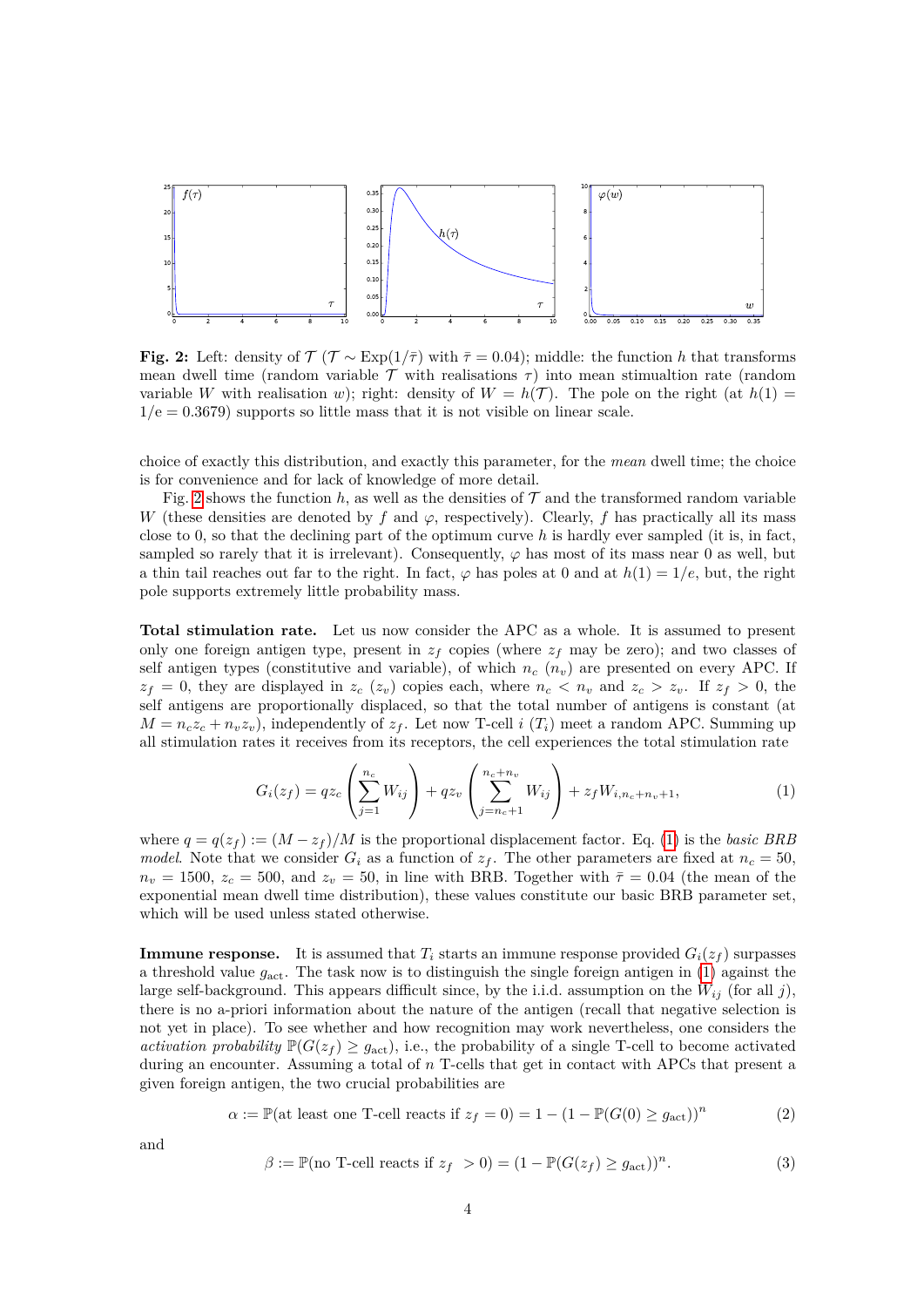**Fig. 2:** Left: density of $\mathcal{T}$ ($\mathcal{T} \sim \text{Exp}(1/\bar{\tau})$ with $\bar{\tau} = 0.04$); middle: the function $h$ that transforms mean dwell time (random variable $\mathcal{T}$ with realisations $\tau$) into mean stimualtion rate (random variable $W$ with realisation $w$); right: density of $W = h(\mathcal{T})$. The pole on the right (at $h(1) = 1/\mathrm{e} = 0.3679$) supports so little mass that it is not visible on linear scale.

choice of exactly this distribution, and exactly this parameter, for the *mean* dwell time; the choice is for convenience and for lack of knowledge of more detail.

Fig. 2 shows the function $h$, as well as the densities of $\mathcal{T}$ and the transformed random variable $W$ (these densities are denoted by $f$ and $\varphi$, respectively). Clearly, $f$ has practically all its mass close to 0, so that the declining part of the optimum curve $h$ is hardly ever sampled (it is, in fact, sampled so rarely that it is irrelevant). Consequently, $\varphi$ has most of its mass near 0 as well, but a thin tail reaches out far to the right. In fact, $\varphi$ has poles at 0 and at $h(1) = 1/e$, but, the right pole supports extremely little probability mass.

**Total stimulation rate.** Let us now consider the APC as a whole. It is assumed to present only one foreign antigen type, present in $z_f$ copies (where $z_f$ may be zero); and two classes of self antigen types (constitutive and variable), of which $n_c$ ($n_v$) are presented on every APC. If $z_f = 0$, they are displayed in $z_c$ ($z_v$) copies each, where $n_c < n_v$ and $z_c > z_v$. If $z_f > 0$, the self antigens are proportionally displaced, so that the total number of antigens is constant (at $M = n_c z_c + n_v z_v$), independently of $z_f$. Let now T-cell $i$ ($T_i$) meet a random APC. Summing up all stimulation rates it receives from its receptors, the cell experiences the total stimulation rate

$$G_i(z_f) = q z_c \left( \sum_{j=1}^{n_c} W_{ij} \right) + q z_v \left( \sum_{j=n_c+1}^{n_c+n_v} W_{ij} \right) + z_f W_{i,n_c+n_v+1}, \tag{1}$$

where $q = q(z_f) := (M - z_f)/M$ is the proportional displacement factor. Eq. (1) is the *basic BRB model*. Note that we consider $G_i$ as a function of $z_f$. The other parameters are fixed at $n_c = 50$, $n_v = 1500$, $z_c = 500$, and $z_v = 50$, in line with BRB. Together with $\bar{\tau} = 0.04$ (the mean of the exponential mean dwell time distribution), these values constitute our basic BRB parameter set, which will be used unless stated otherwise.

**Immune response.** It is assumed that $T_i$ starts an immune response provided $G_i(z_f)$ surpasses a threshold value $g_{\text{act}}$. The task now is to distinguish the single foreign antigen in (1) against the large self-background. This appears difficult since, by the i.i.d. assumption on the $W_{ij}$ (for all $j$), there is no a-priori information about the nature of the antigen (recall that negative selection is not yet in place). To see whether and how recognition may work nevertheless, one considers the *activation probability* $\mathbb{P}(G(z_f) \geq g_{\text{act}})$, i.e., the probability of a single T-cell to become activated during an encounter. Assuming a total of $n$ T-cells that get in contact with APCs that present a given foreign antigen, the two crucial probabilities are

$$\alpha := \mathbb{P}(\text{at least one T-cell reacts if } z_f = 0) = 1 - (1 - \mathbb{P}(G(0) \geq g_{\text{act}}))^n \tag{2}$$

and

$$\beta := \mathbb{P}(\text{no T-cell reacts if } z_f > 0) = (1 - \mathbb{P}(G(z_f) \geq g_{\text{act}}))^n. \tag{3}$$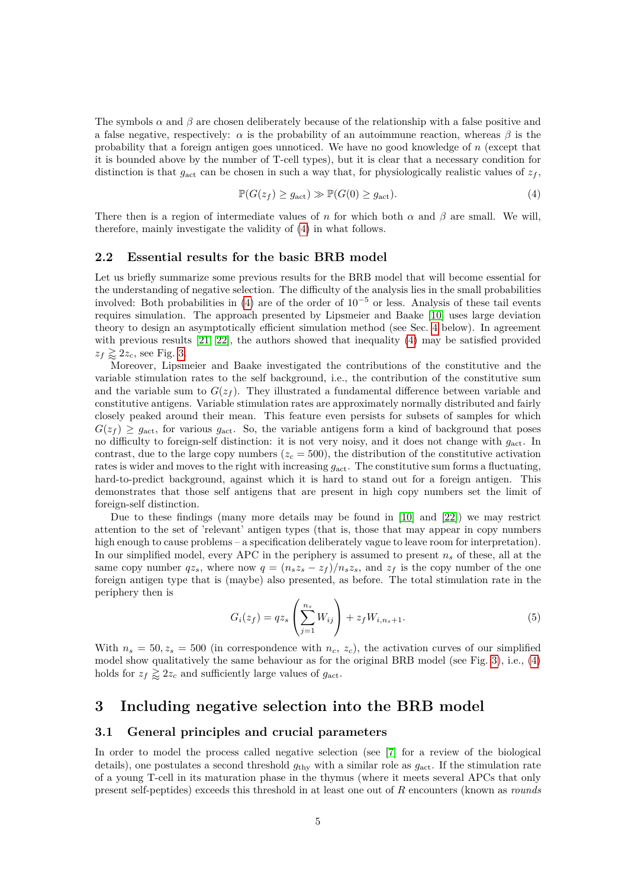The symbols $\alpha$ and $\beta$ are chosen deliberately because of the relationship with a false positive and a false negative, respectively: $\alpha$ is the probability of an autoimmune reaction, whereas $\beta$ is the probability that a foreign antigen goes unnoticed. We have no good knowledge of $n$ (except that it is bounded above by the number of T-cell types), but it is clear that a necessary condition for distinction is that $g_{\text{act}}$ can be chosen in such a way that, for physiologically realistic values of $z_f$,

$$\mathbb{P}(G(z_f) \geq g_{\text{act}}) \gg \mathbb{P}(G(0) \geq g_{\text{act}}). \tag{4}$$

There then is a region of intermediate values of $n$ for which both $\alpha$ and $\beta$ are small. We will, therefore, mainly investigate the validity of (4) in what follows.

## 2.2 Essential results for the basic BRB model

Let us briefly summarize some previous results for the BRB model that will become essential for the understanding of negative selection. The difficulty of the analysis lies in the small probabilities involved: Both probabilities in (4) are of the order of $10^{-5}$ or less. Analysis of these tail events requires simulation. The approach presented by Lipsmeier and Baake [10] uses large deviation theory to design an asymptotically efficient simulation method (see Sec. 4 below). In agreement with previous results [21, 22], the authors showed that inequality (4) may be satisfied provided $z_f \gtrapprox 2z_c$, see Fig. 3.

Moreover, Lipsmeier and Baake investigated the contributions of the constitutive and the variable stimulation rates to the self background, i.e., the contribution of the constitutive sum and the variable sum to $G(z_f)$. They illustrated a fundamental difference between variable and constitutive antigens. Variable stimulation rates are approximately normally distributed and fairly closely peaked around their mean. This feature even persists for subsets of samples for which $G(z_f) \geq g_{\text{act}}$, for various $g_{\text{act}}$. So, the variable antigens form a kind of background that poses no difficulty to foreign-self distinction: it is not very noisy, and it does not change with $g_{\text{act}}$. In contrast, due to the large copy numbers ($z_c = 500$), the distribution of the constitutive activation rates is wider and moves to the right with increasing $g_{\text{act}}$. The constitutive sum forms a fluctuating, hard-to-predict background, against which it is hard to stand out for a foreign antigen. This demonstrates that those self antigens that are present in high copy numbers set the limit of foreign-self distinction.

Due to these findings (many more details may be found in [10] and [22]) we may restrict attention to the set of 'relevant' antigen types (that is, those that may appear in copy numbers high enough to cause problems – a specification deliberately vague to leave room for interpretation). In our simplified model, every APC in the periphery is assumed to present $n_s$ of these, all at the same copy number $qz_s$, where now $q = (n_s z_s - z_f)/n_s z_s$, and $z_f$ is the copy number of the one foreign antigen type that is (maybe) also presented, as before. The total stimulation rate in the periphery then is

$$G_i(z_f) = qz_s \left( \sum_{j=1}^{n_s} W_{ij} \right) + z_f W_{i,n_s+1}. \tag{5}$$

With $n_s = 50, z_s = 500$ (in correspondence with $n_c$, $z_c$), the activation curves of our simplified model show qualitatively the same behaviour as for the original BRB model (see Fig. 3), i.e., (4) holds for $z_f \gtrapprox 2z_c$ and sufficiently large values of $g_{\text{act}}$.

# 3 Including negative selection into the BRB model

## 3.1 General principles and crucial parameters

In order to model the process called negative selection (see [7] for a review of the biological details), one postulates a second threshold $g_{\text{thy}}$ with a similar role as $g_{\text{act}}$. If the stimulation rate of a young T-cell in its maturation phase in the thymus (where it meets several APCs that only present self-peptides) exceeds this threshold in at least one out of $R$ encounters (known as *rounds*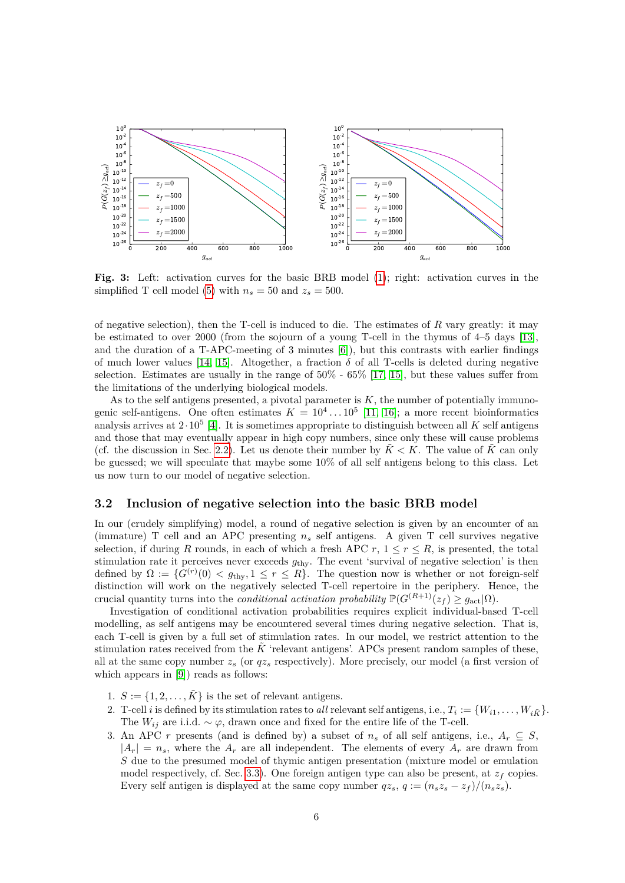**Fig. 3:** Left: activation curves for the basic BRB model (1); right: activation curves in the simplified T cell model (5) with $n_s = 50$ and $z_s = 500$.

of negative selection), then the T-cell is induced to die. The estimates of $R$ vary greatly: it may be estimated to over 2000 (from the sojourn of a young T-cell in the thymus of 4–5 days [13], and the duration of a T-APC-meeting of 3 minutes [6]), but this contrasts with earlier findings of much lower values [14, 15]. Altogether, a fraction $\delta$ of all T-cells is deleted during negative selection. Estimates are usually in the range of 50% - 65% [17, 15], but these values suffer from the limitations of the underlying biological models.

As to the self antigens presented, a pivotal parameter is $K$, the number of potentially immunogenic self-antigens. One often estimates $K = 10^4 \ldots 10^5$ [11, 16]; a more recent bioinformatics analysis arrives at $2 \cdot 10^5$ [4]. It is sometimes appropriate to distinguish between all $K$ self antigens and those that may eventually appear in high copy numbers, since only these will cause problems (cf. the discussion in Sec. 2.2). Let us denote their number by $\tilde{K} < K$. The value of $\tilde{K}$ can only be guessed; we will speculate that maybe some 10% of all self antigens belong to this class. Let us now turn to our model of negative selection.

## 3.2 Inclusion of negative selection into the basic BRB model

In our (crudely simplifying) model, a round of negative selection is given by an encounter of an (immature) T cell and an APC presenting $n_s$ self antigens. A given T cell survives negative selection, if during $R$ rounds, in each of which a fresh APC $r$, $1 \leq r \leq R$, is presented, the total stimulation rate it perceives never exceeds $g_{\text{thy}}$. The event 'survival of negative selection' is then defined by $\Omega := \{G^{(r)}(0) < g_{\text{thy}}, 1 \leq r \leq R\}$. The question now is whether or not foreign-self distinction will work on the negatively selected T-cell repertoire in the periphery. Hence, the crucial quantity turns into the *conditional activation probability* $\mathbb{P}(G^{(R+1)}(z_f) \geq g_{\text{act}} | \Omega)$.

Investigation of conditional activation probabilities requires explicit individual-based T-cell modelling, as self antigens may be encountered several times during negative selection. That is, each T-cell is given by a full set of stimulation rates. In our model, we restrict attention to the stimulation rates received from the $\tilde{K}$ 'relevant antigens'. APCs present random samples of these, all at the same copy number $z_s$ (or $qz_s$ respectively). More precisely, our model (a first version of which appears in [9]) reads as follows:

1. $S := \{1, 2, \ldots, \tilde{K}\}$ is the set of relevant antigens.
2. T-cell $i$ is defined by its stimulation rates to *all* relevant self antigens, i.e., $T_i := \{W_{i1}, \ldots, W_{i\tilde{K}}\}$. The $W_{ij}$ are i.i.d. $\sim \varphi$, drawn once and fixed for the entire life of the T-cell.
3. An APC $r$ presents (and is defined by) a subset of $n_s$ of all self antigens, i.e., $A_r \subseteq S$, $|A_r| = n_s$, where the $A_r$ are all independent. The elements of every $A_r$ are drawn from $S$ due to the presumed model of thymic antigen presentation (mixture model or emulation model respectively, cf. Sec. 3.3). One foreign antigen type can also be present, at $z_f$ copies. Every self antigen is displayed at the same copy number $qz_s$, $q := (n_s z_s - z_f)/(n_s z_s)$.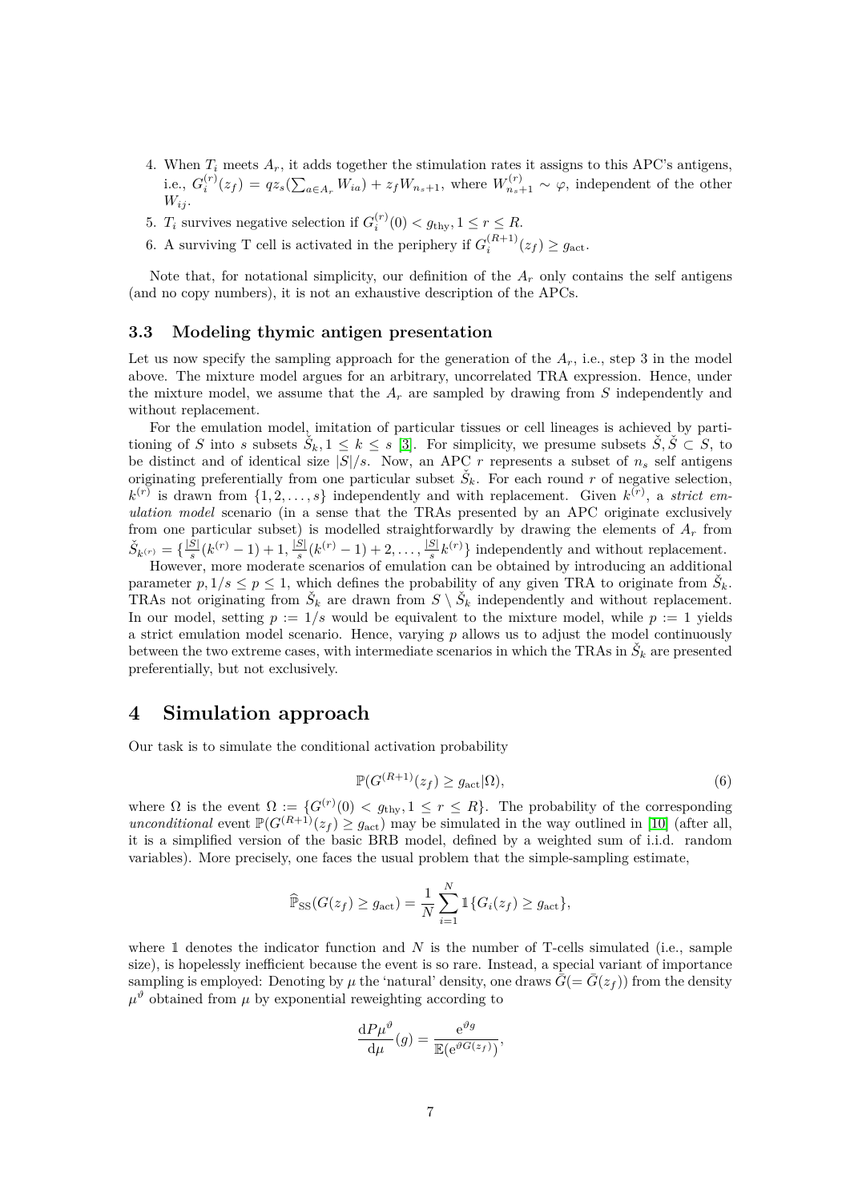4. When $T_i$ meets $A_r$, it adds together the stimulation rates it assigns to this APC's antigens, i.e., $G_i^{(r)}(z_f) = qz_s(\sum_{a \in A_r} W_{ia}) + z_f W_{n_s+1}$, where $W_{n_s+1}^{(r)} \sim \varphi$, independent of the other $W_{ij}$.
5. $T_i$ survives negative selection if $G_i^{(r)}(0) < g_{\text{thy}}, 1 \leq r \leq R$.
6. A surviving T cell is activated in the periphery if $G_i^{(R+1)}(z_f) \geq g_{\text{act}}$.

Note that, for notational simplicity, our definition of the $A_r$ only contains the self antigens (and no copy numbers), it is not an exhaustive description of the APCs.

### 3.3 Modeling thymic antigen presentation

Let us now specify the sampling approach for the generation of the $A_r$, i.e., step 3 in the model above. The mixture model argues for an arbitrary, uncorrelated TRA expression. Hence, under the mixture model, we assume that the $A_r$ are sampled by drawing from $S$ independently and without replacement.

For the emulation model, imitation of particular tissues or cell lineages is achieved by partitioning of $S$ into $s$ subsets $\check{S}_k, 1 \leq k \leq s$ [3]. For simplicity, we presume subsets $\check{S}, \check{S} \subset S$, to be distinct and of identical size $|S|/s$. Now, an APC $r$ represents a subset of $n_s$ self antigens originating preferentially from one particular subset $\check{S}_k$. For each round $r$ of negative selection, $k^{(r)}$ is drawn from $\{1, 2, \ldots, s\}$ independently and with replacement. Given $k^{(r)}$, a *strict emulation model* scenario (in a sense that the TRAs presented by an APC originate exclusively from one particular subset) is modelled straightforwardly by drawing the elements of $A_r$ from $\check{S}_{k^{(r)}} = \{\frac{|S|}{s}(k^{(r)} - 1) + 1, \frac{|S|}{s}(k^{(r)} - 1) + 2, \ldots, \frac{|S|}{s}k^{(r)}\}$ independently and without replacement.

However, more moderate scenarios of emulation can be obtained by introducing an additional parameter $p, 1/s \leq p \leq 1$, which defines the probability of any given TRA to originate from $\check{S}_k$. TRAs not originating from $\check{S}_k$ are drawn from $S \setminus \check{S}_k$ independently and without replacement. In our model, setting $p := 1/s$ would be equivalent to the mixture model, while $p := 1$ yields a strict emulation model scenario. Hence, varying $p$ allows us to adjust the model continuously between the two extreme cases, with intermediate scenarios in which the TRAs in $\check{S}_k$ are presented preferentially, but not exclusively.

## 4 Simulation approach

Our task is to simulate the conditional activation probability

$$\mathbb{P}(G^{(R+1)}(z_f) \geq g_{\text{act}} | \Omega), \tag{6}$$

where $\Omega$ is the event $\Omega := \{G^{(r)}(0) < g_{\text{thy}}, 1 \leq r \leq R\}$. The probability of the corresponding *unconditional* event $\mathbb{P}(G^{(R+1)}(z_f) \geq g_{\text{act}})$ may be simulated in the way outlined in [10] (after all, it is a simplified version of the basic BRB model, defined by a weighted sum of i.i.d. random variables). More precisely, one faces the usual problem that the simple-sampling estimate,

$$\widehat{\mathbb{P}}_{\text{SS}}(G(z_f) \geq g_{\text{act}}) = \frac{1}{N} \sum_{i=1}^{N} \mathbb{1}\{G_i(z_f) \geq g_{\text{act}}\},$$

where $\mathbb{1}$ denotes the indicator function and $N$ is the number of T-cells simulated (i.e., sample size), is hopelessly inefficient because the event is so rare. Instead, a special variant of importance sampling is employed: Denoting by $\mu$ the 'natural' density, one draws $\bar{G}(= \bar{G}(z_f))$ from the density $\mu^{\vartheta}$ obtained from $\mu$ by exponential reweighting according to

$$\frac{\mathrm{d}P\mu^{\vartheta}}{\mathrm{d}\mu}(g) = \frac{\mathrm{e}^{\vartheta g}}{\mathbb{E}(\mathrm{e}^{\vartheta G(z_f)})},$$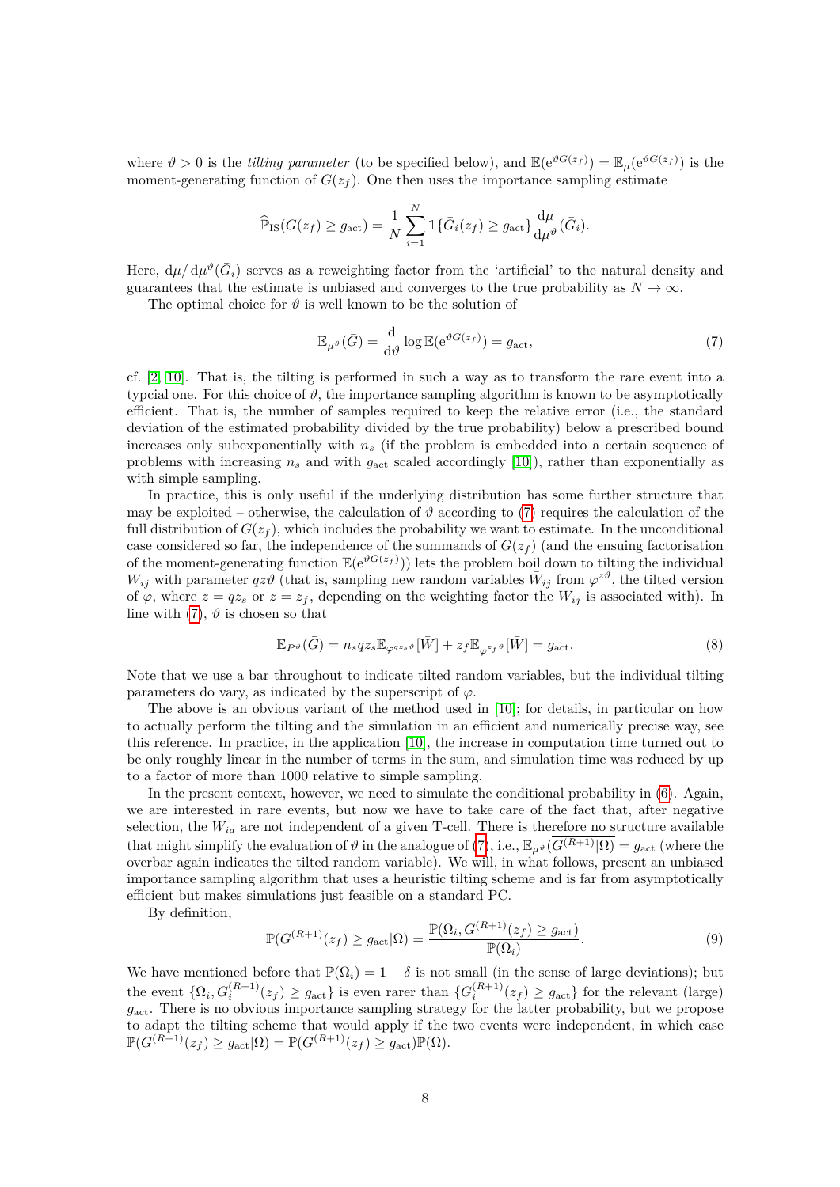where $\vartheta > 0$ is the *tilting parameter* (to be specified below), and $\mathbb{E}(\mathrm{e}^{\vartheta G(z_f)}) = \mathbb{E}_\mu(\mathrm{e}^{\vartheta G(z_f)})$ is the moment-generating function of $G(z_f)$. One then uses the importance sampling estimate

$$\widehat{\mathbb{P}}_{\mathrm{IS}}(G(z_f) \geq g_{\mathrm{act}}) = \frac{1}{N} \sum_{i=1}^{N} \mathbb{1}\{\bar{G}_i(z_f) \geq g_{\mathrm{act}}\} \frac{\mathrm{d}\mu}{\mathrm{d}\mu^\vartheta}(\bar{G}_i).$$

Here, $\mathrm{d}\mu / \mathrm{d}\mu^\vartheta(\bar{G}_i)$ serves as a reweighting factor from the 'artificial' to the natural density and guarantees that the estimate is unbiased and converges to the true probability as $N \to \infty$.

The optimal choice for $\vartheta$ is well known to be the solution of

$$\mathbb{E}_{\mu^\vartheta}(\bar{G}) = \frac{\mathrm{d}}{\mathrm{d}\vartheta} \log \mathbb{E}(\mathrm{e}^{\vartheta G(z_f)}) = g_{\mathrm{act}}, \tag{7}$$

cf. [2, 10]. That is, the tilting is performed in such a way as to transform the rare event into a typcial one. For this choice of $\vartheta$, the importance sampling algorithm is known to be asymptotically efficient. That is, the number of samples required to keep the relative error (i.e., the standard deviation of the estimated probability divided by the true probability) below a prescribed bound increases only subexponentially with $n_s$ (if the problem is embedded into a certain sequence of problems with increasing $n_s$ and with $g_{\mathrm{act}}$ scaled accordingly [10]), rather than exponentially as with simple sampling.

In practice, this is only useful if the underlying distribution has some further structure that may be exploited – otherwise, the calculation of $\vartheta$ according to (7) requires the calculation of the full distribution of $G(z_f)$, which includes the probability we want to estimate. In the unconditional case considered so far, the independence of the summands of $G(z_f)$ (and the ensuing factorisation of the moment-generating function $\mathbb{E}(\mathrm{e}^{\vartheta G(z_f)})$) lets the problem boil down to tilting the individual $W_{ij}$ with parameter $qz\vartheta$ (that is, sampling new random variables $\bar{W}_{ij}$ from $\varphi^{z\vartheta}$, the tilted version of $\varphi$, where $z = qz_s$ or $z = z_f$, depending on the weighting factor the $W_{ij}$ is associated with). In line with (7), $\vartheta$ is chosen so that

$$\mathbb{E}_{P^\vartheta}(\bar{G}) = n_s q z_s \mathbb{E}_{\varphi^{qz_s\vartheta}}[\bar{W}] + z_f \mathbb{E}_{\varphi^{z_f\vartheta}}[\bar{W}] = g_{\mathrm{act}}. \tag{8}$$

Note that we use a bar throughout to indicate tilted random variables, but the individual tilting parameters do vary, as indicated by the superscript of $\varphi$.

The above is an obvious variant of the method used in [10]; for details, in particular on how to actually perform the tilting and the simulation in an efficient and numerically precise way, see this reference. In practice, in the application [10], the increase in computation time turned out to be only roughly linear in the number of terms in the sum, and simulation time was reduced by up to a factor of more than 1000 relative to simple sampling.

In the present context, however, we need to simulate the conditional probability in (6). Again, we are interested in rare events, but now we have to take care of the fact that, after negative selection, the $W_{ia}$ are not independent of a given T-cell. There is therefore no structure available that might simplify the evaluation of $\vartheta$ in the analogue of (7), i.e., $\mathbb{E}_{\mu^\vartheta}(\overline{G^{(R+1)}|\Omega}) = g_{\mathrm{act}}$ (where the overbar again indicates the tilted random variable). We will, in what follows, present an unbiased importance sampling algorithm that uses a heuristic tilting scheme and is far from asymptotically efficient but makes simulations just feasible on a standard PC.

By definition,

$$\mathbb{P}(G^{(R+1)}(z_f) \geq g_{\mathrm{act}}|\Omega) = \frac{\mathbb{P}(\Omega_i, G^{(R+1)}(z_f) \geq g_{\mathrm{act}})}{\mathbb{P}(\Omega_i)}. \tag{9}$$

We have mentioned before that $\mathbb{P}(\Omega_i) = 1 - \delta$ is not small (in the sense of large deviations); but the event $\{\Omega_i, G_i^{(R+1)}(z_f) \geq g_{\mathrm{act}}\}$ is even rarer than $\{G_i^{(R+1)}(z_f) \geq g_{\mathrm{act}}\}$ for the relevant (large) $g_{\mathrm{act}}$. There is no obvious importance sampling strategy for the latter probability, but we propose to adapt the tilting scheme that would apply if the two events were independent, in which case $\mathbb{P}(G^{(R+1)}(z_f) \geq g_{\mathrm{act}}|\Omega) = \mathbb{P}(G^{(R+1)}(z_f) \geq g_{\mathrm{act}})\mathbb{P}(\Omega)$.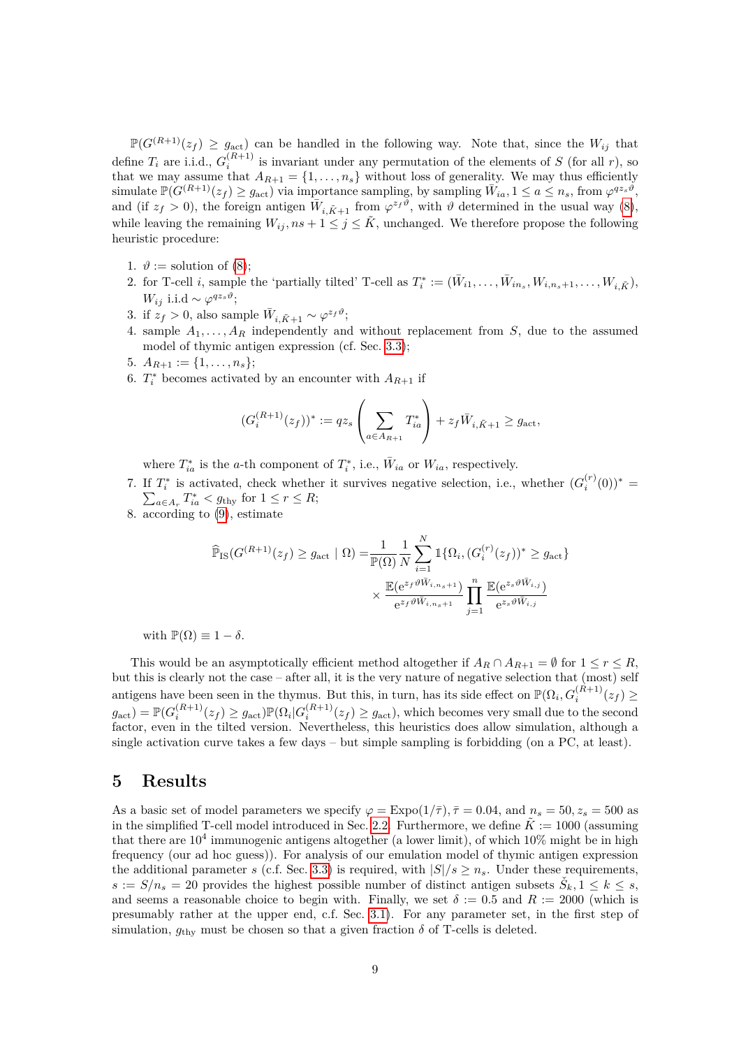$\mathbb{P}(G^{(R+1)}(z_f) \geq g_{\text{act}})$ can be handled in the following way. Note that, since the $W_{ij}$ that define $T_i$ are i.i.d., $G_i^{(R+1)}$ is invariant under any permutation of the elements of $S$ (for all $r$), so that we may assume that $A_{R+1} = \{1, \ldots, n_s\}$ without loss of generality. We may thus efficiently simulate $\mathbb{P}(G^{(R+1)}(z_f) \geq g_{\text{act}})$ via importance sampling, by sampling $\bar{W}_{ia}, 1 \leq a \leq n_s$, from $\varphi^{q z_s \vartheta}$, and (if $z_f > 0$), the foreign antigen $\bar{W}_{i,\tilde{K}+1}$ from $\varphi^{z_f \vartheta}$, with $\vartheta$ determined in the usual way (8), while leaving the remaining $W_{ij}, ns+1 \leq j \leq \tilde{K}$, unchanged. We therefore propose the following heuristic procedure:

1. $\vartheta :=$ solution of (8);
2. for T-cell $i$, sample the 'partially tilted' T-cell as $T_i^* := (\bar{W}_{i1}, \ldots, \bar{W}_{in_s}, W_{i,n_s+1}, \ldots, W_{i,\tilde{K}})$, $W_{ij}$ i.i.d $\sim \varphi^{q z_s \vartheta}$;
3. if $z_f > 0$, also sample $\bar{W}_{i,\tilde{K}+1} \sim \varphi^{z_f \vartheta}$;
4. sample $A_1, \ldots, A_R$ independently and without replacement from $S$, due to the assumed model of thymic antigen expression (cf. Sec. 3.3);
5. $A_{R+1} := \{1, \ldots, n_s\}$;
6. $T_i^*$ becomes activated by an encounter with $A_{R+1}$ if

$$(G_i^{(R+1)}(z_f))^* := q z_s \left( \sum_{a \in A_{R+1}} T_{ia}^* \right) + z_f \bar{W}_{i,\tilde{K}+1} \geq g_{\text{act}},$$

   where $T_{ia}^*$ is the $a$-th component of $T_i^*$, i.e., $\bar{W}_{ia}$ or $W_{ia}$, respectively.
7. If $T_i^*$ is activated, check whether it survives negative selection, i.e., whether $(G_i^{(r)}(0))^* = \sum_{a \in A_r} T_{ia}^* < g_{\text{thy}}$ for $1 \leq r \leq R$;
8. according to (9), estimate

$$\widehat{\mathbb{P}}_{\text{IS}}(G^{(R+1)}(z_f) \geq g_{\text{act}} \mid \Omega) = \frac{1}{\mathbb{P}(\Omega)} \frac{1}{N} \sum_{i=1}^{N} \mathbb{1}\{\Omega_i, (G_i^{(r)}(z_f))^* \geq g_{\text{act}}\} \times \frac{\mathbb{E}(\mathrm{e}^{z_f \vartheta \bar{W}_{i,n_s+1}})}{\mathrm{e}^{z_f \vartheta \bar{W}_{i,n_s+1}}} \prod_{j=1}^{n} \frac{\mathbb{E}(\mathrm{e}^{z_s \vartheta \bar{W}_{i,j}})}{\mathrm{e}^{z_s \vartheta \bar{W}_{i,j}}}$$

   with $\mathbb{P}(\Omega) \equiv 1 - \delta$.

This would be an asymptotically efficient method altogether if $A_R \cap A_{R+1} = \emptyset$ for $1 \leq r \leq R$, but this is clearly not the case – after all, it is the very nature of negative selection that (most) self antigens have been seen in the thymus. But this, in turn, has its side effect on $\mathbb{P}(\Omega_i, G_i^{(R+1)}(z_f) \geq g_{\text{act}}) = \mathbb{P}(G_i^{(R+1)}(z_f) \geq g_{\text{act}}) \mathbb{P}(\Omega_i | G_i^{(R+1)}(z_f) \geq g_{\text{act}})$, which becomes very small due to the second factor, even in the tilted version. Nevertheless, this heuristics does allow simulation, although a single activation curve takes a few days – but simple sampling is forbidding (on a PC, at least).

# 5 Results

As a basic set of model parameters we specify $\varphi = \text{Expo}(1/\bar{\tau}), \bar{\tau} = 0.04$, and $n_s = 50, z_s = 500$ as in the simplified T-cell model introduced in Sec. 2.2. Furthermore, we define $\tilde{K} := 1000$ (assuming that there are $10^4$ immunogenic antigens altogether (a lower limit), of which 10% might be in high frequency (our ad hoc guess)). For analysis of our emulation model of thymic antigen expression the additional parameter $s$ (c.f. Sec. 3.3) is required, with $|S|/s \geq n_s$. Under these requirements, $s := S/n_s = 20$ provides the highest possible number of distinct antigen subsets $\check{S}_k, 1 \leq k \leq s$, and seems a reasonable choice to begin with. Finally, we set $\delta := 0.5$ and $R := 2000$ (which is presumably rather at the upper end, c.f. Sec. 3.1). For any parameter set, in the first step of simulation, $g_{\text{thy}}$ must be chosen so that a given fraction $\delta$ of T-cells is deleted.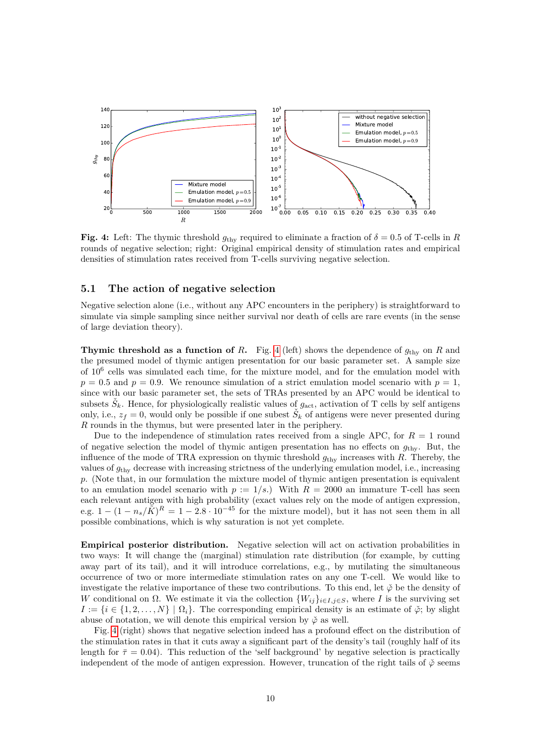**Fig. 4:** Left: The thymic threshold $g_{\text{thy}}$ required to eliminate a fraction of $\delta = 0.5$ of T-cells in $R$ rounds of negative selection; right: Original empirical density of stimulation rates and empirical densities of stimulation rates received from T-cells surviving negative selection.

## 5.1 The action of negative selection

Negative selection alone (i.e., without any APC encounters in the periphery) is straightforward to simulate via simple sampling since neither survival nor death of cells are rare events (in the sense of large deviation theory).

**Thymic threshold as a function of $R$.** Fig. 4 (left) shows the dependence of $g_{\text{thy}}$ on $R$ and the presumed model of thymic antigen presentation for our basic parameter set. A sample size of $10^6$ cells was simulated each time, for the mixture model, and for the emulation model with $p = 0.5$ and $p = 0.9$. We renounce simulation of a strict emulation model scenario with $p = 1$, since with our basic parameter set, the sets of TRAs presented by an APC would be identical to subsets $\check{S}_k$. Hence, for physiologically realistic values of $g_{\text{act}}$, activation of T cells by self antigens only, i.e., $z_f = 0$, would only be possible if one subest $\check{S}_k$ of antigens were never presented during $R$ rounds in the thymus, but were presented later in the periphery.

Due to the independence of stimulation rates received from a single APC, for $R = 1$ round of negative selection the model of thymic antigen presentation has no effects on $g_{\text{thy}}$. But, the influence of the mode of TRA expression on thymic threshold $g_{\text{thy}}$ increases with $R$. Thereby, the values of $g_{\text{thy}}$ decrease with increasing strictness of the underlying emulation model, i.e., increasing $p$. (Note that, in our formulation the mixture model of thymic antigen presentation is equivalent to an emulation model scenario with $p := 1/s$.) With $R = 2000$ an immature T-cell has seen each relevant antigen with high probability (exact values rely on the mode of antigen expression, e.g. $1 - (1 - n_s/\check{K})^R = 1 - 2.8 \cdot 10^{-45}$ for the mixture model), but it has not seen them in all possible combinations, which is why saturation is not yet complete.

**Empirical posterior distribution.** Negative selection will act on activation probabilities in two ways: It will change the (marginal) stimulation rate distribution (for example, by cutting away part of its tail), and it will introduce correlations, e.g., by mutilating the simultaneous occurrence of two or more intermediate stimulation rates on any one T-cell. We would like to investigate the relative importance of these two contributions. To this end, let $\check{\varphi}$ be the density of $W$ conditional on $\Omega$. We estimate it via the collection $\{W_{ij}\}_{i \in I, j \in S}$, where $I$ is the surviving set $I := \{i \in \{1, 2, \ldots, N\} \mid \Omega_i\}$. The corresponding empirical density is an estimate of $\check{\varphi}$; by slight abuse of notation, we will denote this empirical version by $\check{\varphi}$ as well.

Fig. 4 (right) shows that negative selection indeed has a profound effect on the distribution of the stimulation rates in that it cuts away a significant part of the density's tail (roughly half of its length for $\bar{\tau} = 0.04$). This reduction of the 'self background' by negative selection is practically independent of the mode of antigen expression. However, truncation of the right tails of $\check{\varphi}$ seems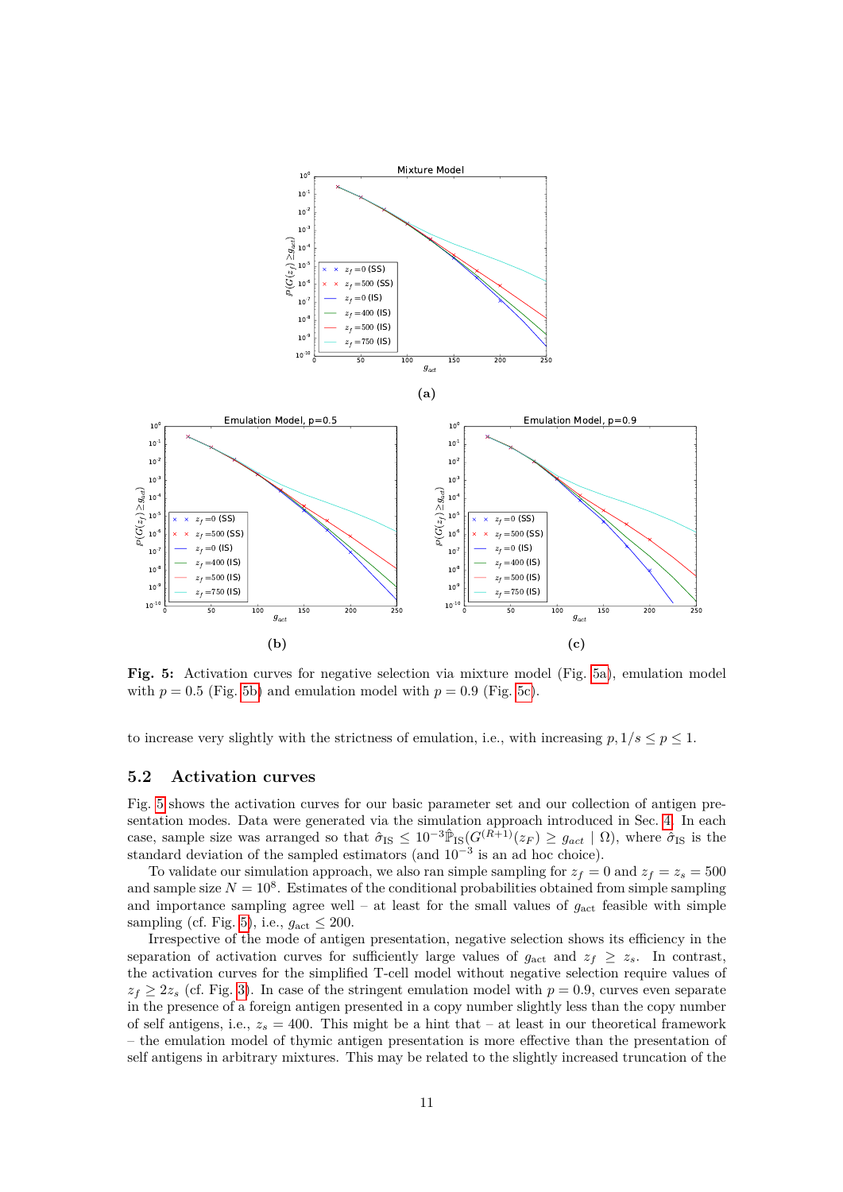(a)

(b)

(c)

**Fig. 5:** Activation curves for negative selection via mixture model (Fig. 5a), emulation model with $p = 0.5$ (Fig. 5b) and emulation model with $p = 0.9$ (Fig. 5c).

to increase very slightly with the strictness of emulation, i.e., with increasing $p, 1/s \leq p \leq 1$.

## 5.2 Activation curves

Fig. 5 shows the activation curves for our basic parameter set and our collection of antigen presentation modes. Data were generated via the simulation approach introduced in Sec. 4. In each case, sample size was arranged so that $\hat{\sigma}_{\text{IS}} \leq 10^{-3}\hat{\mathbb{P}}_{\text{IS}}(G^{(R+1)}(z_F) \geq g_{act} \mid \Omega)$, where $\hat{\sigma}_{\text{IS}}$ is the standard deviation of the sampled estimators (and $10^{-3}$ is an ad hoc choice).

To validate our simulation approach, we also ran simple sampling for $z_f = 0$ and $z_f = z_s = 500$ and sample size $N = 10^8$. Estimates of the conditional probabilities obtained from simple sampling and importance sampling agree well – at least for the small values of $g_{\text{act}}$ feasible with simple sampling (cf. Fig. 5), i.e., $g_{\text{act}} \leq 200$.

Irrespective of the mode of antigen presentation, negative selection shows its efficiency in the separation of activation curves for sufficiently large values of $g_{\text{act}}$ and $z_f \geq z_s$. In contrast, the activation curves for the simplified T-cell model without negative selection require values of $z_f \geq 2z_s$ (cf. Fig. 3). In case of the stringent emulation model with $p = 0.9$, curves even separate in the presence of a foreign antigen presented in a copy number slightly less than the copy number of self antigens, i.e., $z_s = 400$. This might be a hint that – at least in our theoretical framework – the emulation model of thymic antigen presentation is more effective than the presentation of self antigens in arbitrary mixtures. This may be related to the slightly increased truncation of the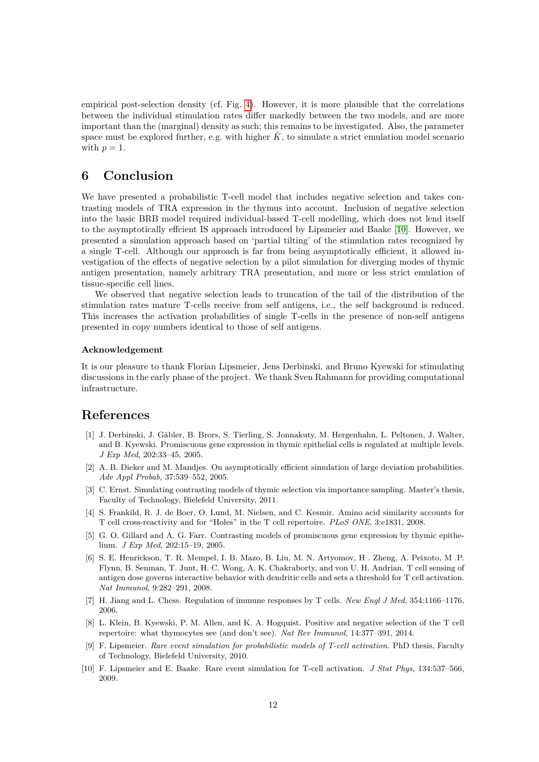empirical post-selection density (cf. Fig. 4). However, it is more plausible that the correlations between the individual stimulation rates differ markedly between the two models, and are more important than the (marginal) density as such; this remains to be investigated. Also, the parameter space must be explored further, e.g. with higher $\tilde{K}$, to simulate a strict emulation model scenario with $p = 1$.

## 6 Conclusion

We have presented a probabilistic T-cell model that includes negative selection and takes contrasting models of TRA expression in the thymus into account. Inclusion of negative selection into the basic BRB model required individual-based T-cell modelling, which does not lend itself to the asymptotically effcient IS approach introduced by Lipsmeier and Baake [10]. However, we presented a simulation approach based on 'partial tilting' of the stimulation rates recognized by a single T-cell. Although our approach is far from being asymptotically efficient, it allowed investigation of the effects of negative selection by a pilot simulation for diverging modes of thymic antigen presentation, namely arbitrary TRA presentation, and more or less strict emulation of tissue-specific cell lines.

We observed that negative selection leads to truncation of the tail of the distribution of the stimulation rates mature T-cells receive from self antigens, i.e., the self background is reduced. This increases the activation probabilities of single T-cells in the presence of non-self antigens presented in copy numbers identical to those of self antigens.

#### Acknowledgement

It is our pleasure to thank Florian Lipsmeier, Jens Derbinski, and Bruno Kyewski for stimulating discussions in the early phase of the project. We thank Sven Rahmann for providing computational infrastructure.

## References

[1] J. Derbinski, J. Gäbler, B. Brors, S. Tierling, S. Jonnakuty, M. Hergenhahn, L. Peltonen, J. Walter, and B. Kyewski. Promiscuous gene expression in thymic epithelial cells is regulated at multiple levels. *J Exp Med*, 202:33–45, 2005.

[2] A. B. Dieker and M. Mandjes. On asymptotically efficient simulation of large deviation probabilities. *Adv Appl Probab*, 37:539–552, 2005.

[3] C. Ernst. Simulating contrasting models of thymic selection via importance sampling. Master's thesis, Faculty of Technology, Bielefeld University, 2011.

[4] S. Frankild, R. J. de Boer, O. Lund, M. Nielsen, and C. Kesmir. Amino acid similarity accounts for T cell cross-reactivity and for "Holes" in the T cell repertoire. *PLoS ONE*, 3:e1831, 2008.

[5] G. O. Gillard and A. G. Farr. Contrasting models of promiscuous gene expression by thymic epithelium. *J Exp Med*, 202:15–19, 2005.

[6] S. E. Henrickson, T. R. Mempel, I. B. Mazo, B. Liu, M. N. Artyomov, H . Zheng, A. Peixoto, M .P. Flynn, B. Senman, T. Junt, H. C. Wong, A. K. Chakraborty, and von U. H. Andrian. T cell sensing of antigen dose governs interactive behavior with dendritic cells and sets a threshold for T cell activation. *Nat Immunol*, 9:282–291, 2008.

[7] H. Jiang and L. Chess. Regulation of immune responses by T cells. *New Engl J Med*, 354:1166–1176, 2006.

[8] L. Klein, B. Kyewski, P. M. Allen, and K. A. Hogquist. Positive and negative selection of the T cell repertoire: what thymocytes see (and don't see). *Nat Rev Immunol*, 14:377–391, 2014.

[9] F. Lipsmeier. *Rare event simulation for probabilistic models of T-cell activation*. PhD thesis, Faculty of Technology, Bielefeld University, 2010.

[10] F. Lipsmeier and E. Baake. Rare event simulation for T-cell activation. *J Stat Phys*, 134:537–566, 2009.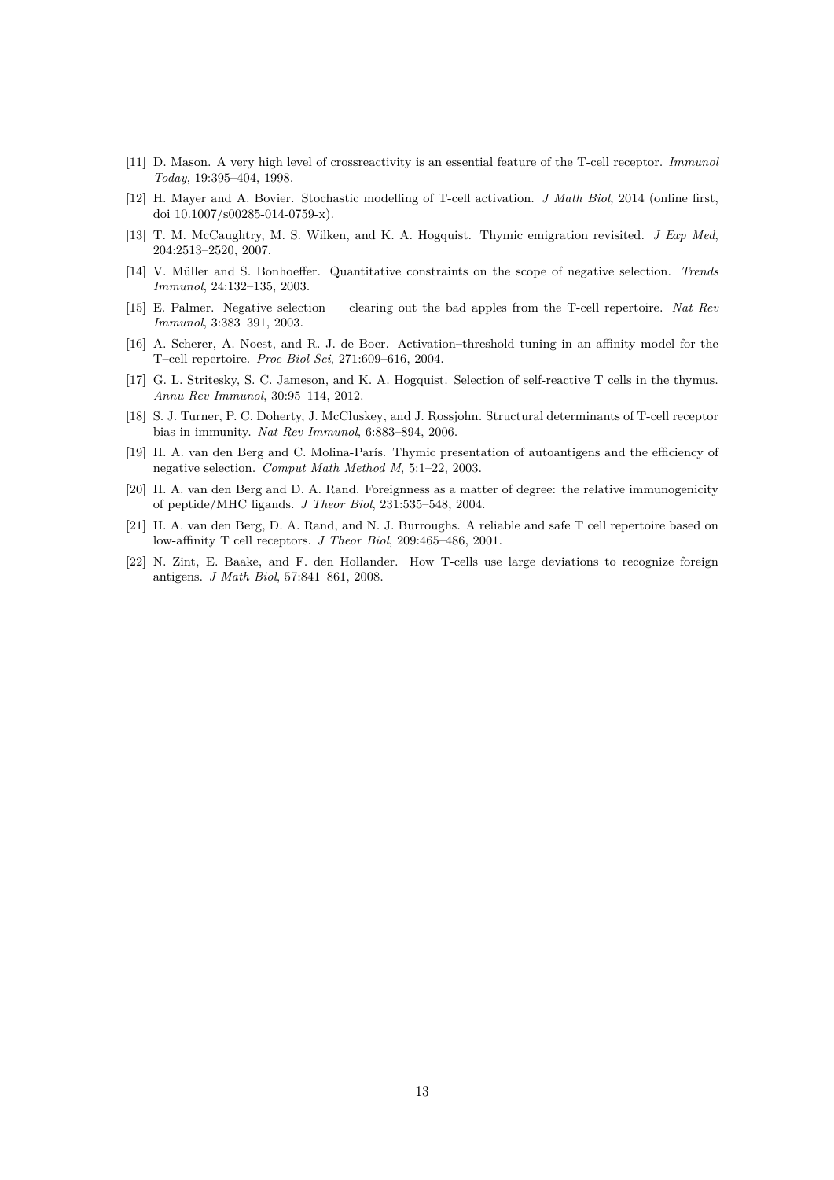[11] D. Mason. A very high level of crossreactivity is an essential feature of the T-cell receptor. *Immunol Today*, 19:395–404, 1998.

[12] H. Mayer and A. Bovier. Stochastic modelling of T-cell activation. *J Math Biol*, 2014 (online first, doi 10.1007/s00285-014-0759-x).

[13] T. M. McCaughtry, M. S. Wilken, and K. A. Hogquist. Thymic emigration revisited. *J Exp Med*, 204:2513–2520, 2007.

[14] V. Müller and S. Bonhoeffer. Quantitative constraints on the scope of negative selection. *Trends Immunol*, 24:132–135, 2003.

[15] E. Palmer. Negative selection — clearing out the bad apples from the T-cell repertoire. *Nat Rev Immunol*, 3:383–391, 2003.

[16] A. Scherer, A. Noest, and R. J. de Boer. Activation–threshold tuning in an affinity model for the T–cell repertoire. *Proc Biol Sci*, 271:609–616, 2004.

[17] G. L. Stritesky, S. C. Jameson, and K. A. Hogquist. Selection of self-reactive T cells in the thymus. *Annu Rev Immunol*, 30:95–114, 2012.

[18] S. J. Turner, P. C. Doherty, J. McCluskey, and J. Rossjohn. Structural determinants of T-cell receptor bias in immunity. *Nat Rev Immunol*, 6:883–894, 2006.

[19] H. A. van den Berg and C. Molina-París. Thymic presentation of autoantigens and the efficiency of negative selection. *Comput Math Method M*, 5:1–22, 2003.

[20] H. A. van den Berg and D. A. Rand. Foreignness as a matter of degree: the relative immunogenicity of peptide/MHC ligands. *J Theor Biol*, 231:535–548, 2004.

[21] H. A. van den Berg, D. A. Rand, and N. J. Burroughs. A reliable and safe T cell repertoire based on low-affinity T cell receptors. *J Theor Biol*, 209:465–486, 2001.

[22] N. Zint, E. Baake, and F. den Hollander. How T-cells use large deviations to recognize foreign antigens. *J Math Biol*, 57:841–861, 2008.